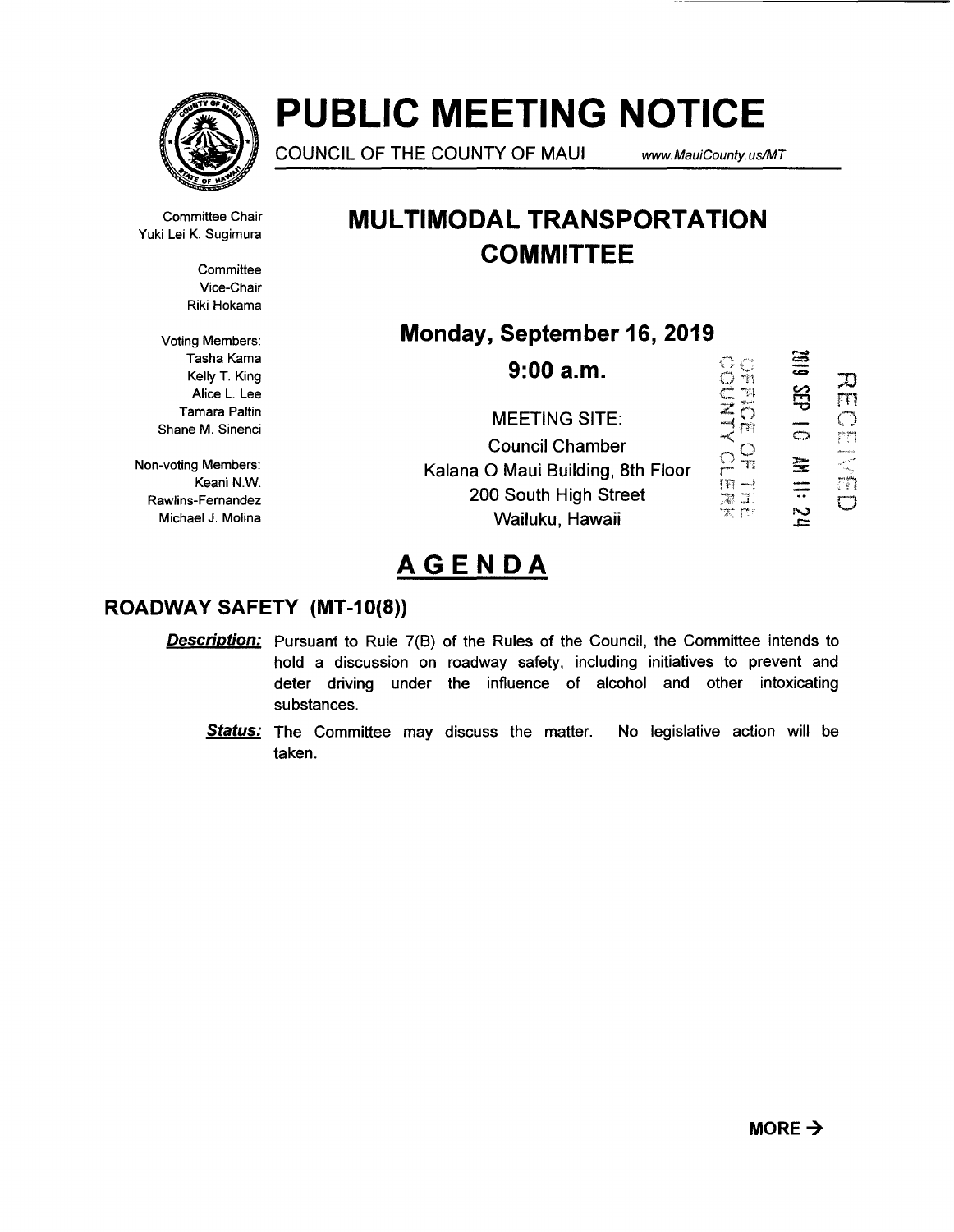# PUBLIC MEETING NOTICE

COUNCIL OF THE COUNTY OF MAUI www.MauiCounty.us/MT

Committee Chair
Yuki Lei K. Sugimura

Committee Vice-Chair
Riki Hokama

Voting Members:
Tasha Kama
Kelly T. King
Alice L. Lee
Tamara Paltin
Shane M. Sinenci

Non-voting Members:
Keani N.W. Rawlins-Fernandez
Michael J. Molina

## MULTIMODAL TRANSPORTATION COMMITTEE

**Monday, September 16, 2019**

**9:00 a.m.**

MEETING SITE:
Council Chamber
Kalana O Maui Building, 8th Floor
200 South High Street
Wailuku, Hawaii

OFFICE OF THE COUNTY CLERK
2019 SEP 10 AM 11:24
RECEIVED

## AGENDA

### ROADWAY SAFETY (MT-10(8))

***Description:*** Pursuant to Rule 7(B) of the Rules of the Council, the Committee intends to hold a discussion on roadway safety, including initiatives to prevent and deter driving under the influence of alcohol and other intoxicating substances.

***Status:*** The Committee may discuss the matter. No legislative action will be taken.

**MORE →**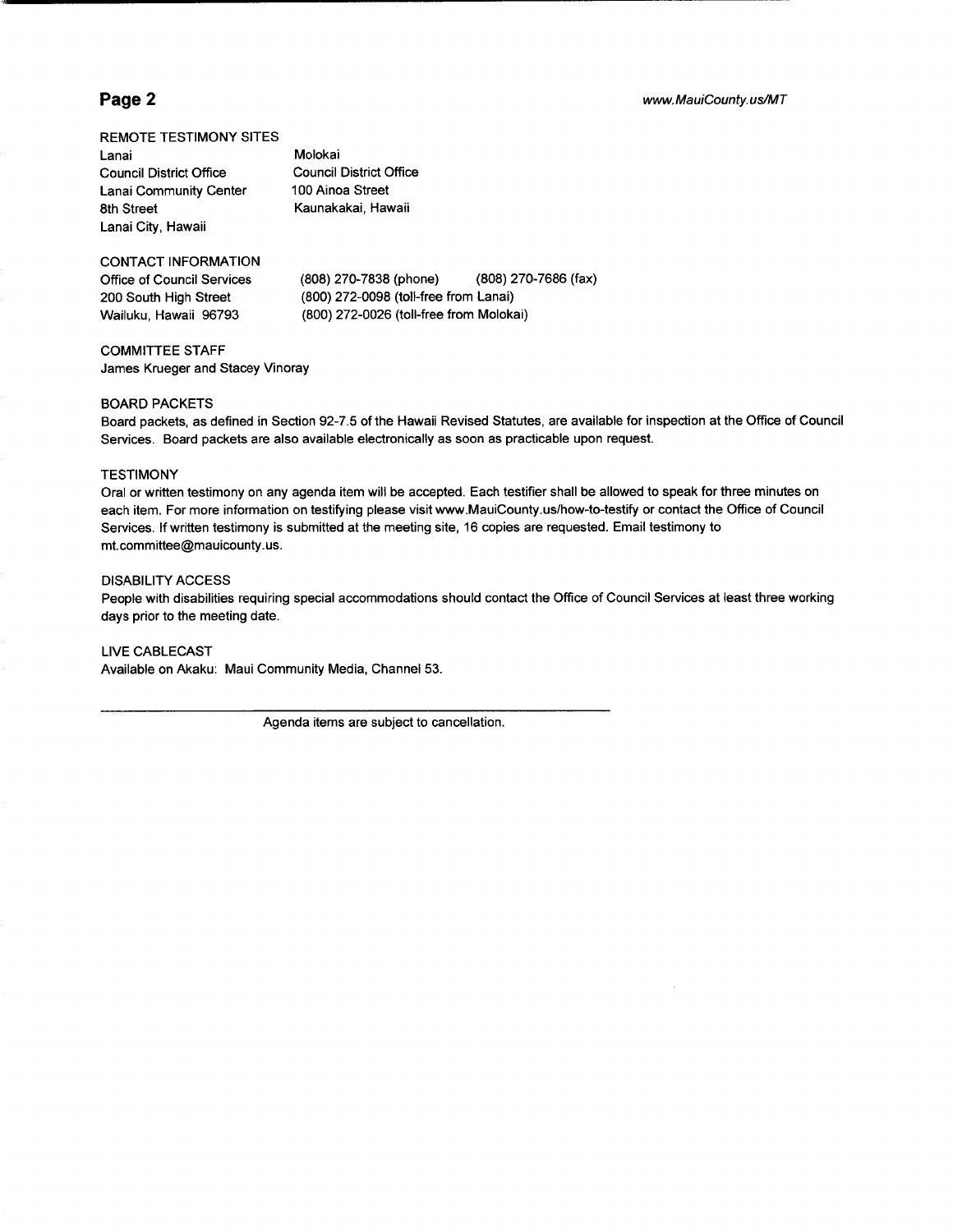REMOTE TESTIMONY SITES

| | |
|---|---|
| Lanai | Molokai |
| Council District Office | Council District Office |
| Lanai Community Center | 100 Ainoa Street |
| 8th Street | Kaunakakai, Hawaii |
| Lanai City, Hawaii | |

CONTACT INFORMATION

| | | |
|---|---|---|
| Office of Council Services | (808) 270-7838 (phone) | (808) 270-7686 (fax) |
| 200 South High Street | (800) 272-0098 (toll-free from Lanai) | |
| Wailuku, Hawaii 96793 | (800) 272-0026 (toll-free from Molokai) | |

COMMITTEE STAFF

James Krueger and Stacey Vinoray

BOARD PACKETS

Board packets, as defined in Section 92-7.5 of the Hawaii Revised Statutes, are available for inspection at the Office of Council Services. Board packets are also available electronically as soon as practicable upon request.

TESTIMONY

Oral or written testimony on any agenda item will be accepted. Each testifier shall be allowed to speak for three minutes on each item. For more information on testifying please visit www.MauiCounty.us/how-to-testify or contact the Office of Council Services. If written testimony is submitted at the meeting site, 16 copies are requested. Email testimony to mt.committee@mauicounty.us.

DISABILITY ACCESS

People with disabilities requiring special accommodations should contact the Office of Council Services at least three working days prior to the meeting date.

LIVE CABLECAST

Available on Akaku: Maui Community Media, Channel 53.

---

Agenda items are subject to cancellation.